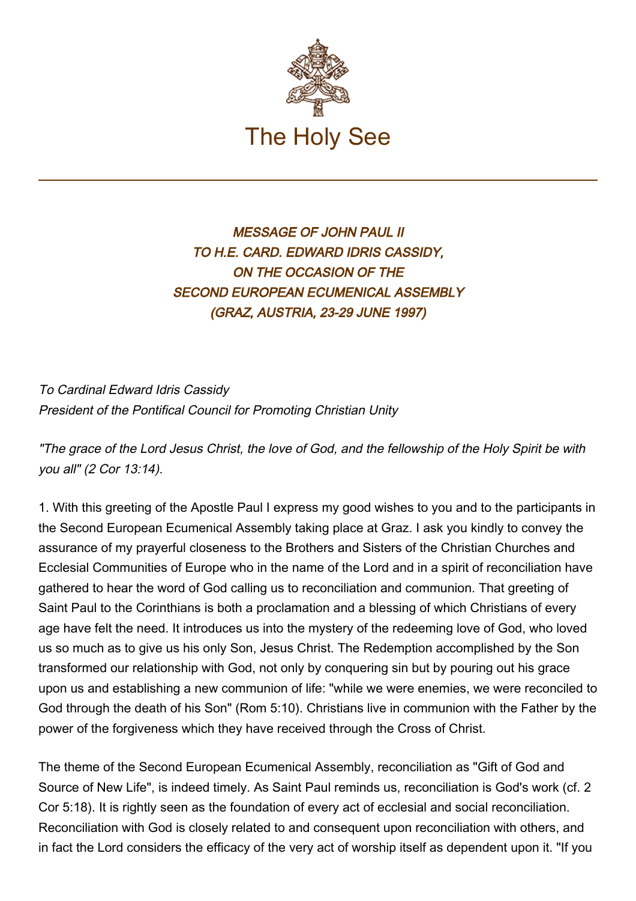The Holy See

# MESSAGE OF JOHN PAUL II TO H.E. CARD. EDWARD IDRIS CASSIDY, ON THE OCCASION OF THE SECOND EUROPEAN ECUMENICAL ASSEMBLY (GRAZ, AUSTRIA, 23-29 JUNE 1997)

*To Cardinal Edward Idris Cassidy*
*President of the Pontifical Council for Promoting Christian Unity*

*"The grace of the Lord Jesus Christ, the love of God, and the fellowship of the Holy Spirit be with you all" (2 Cor 13:14).*

1. With this greeting of the Apostle Paul I express my good wishes to you and to the participants in the Second European Ecumenical Assembly taking place at Graz. I ask you kindly to convey the assurance of my prayerful closeness to the Brothers and Sisters of the Christian Churches and Ecclesial Communities of Europe who in the name of the Lord and in a spirit of reconciliation have gathered to hear the word of God calling us to reconciliation and communion. That greeting of Saint Paul to the Corinthians is both a proclamation and a blessing of which Christians of every age have felt the need. It introduces us into the mystery of the redeeming love of God, who loved us so much as to give us his only Son, Jesus Christ. The Redemption accomplished by the Son transformed our relationship with God, not only by conquering sin but by pouring out his grace upon us and establishing a new communion of life: "while we were enemies, we were reconciled to God through the death of his Son" (Rom 5:10). Christians live in communion with the Father by the power of the forgiveness which they have received through the Cross of Christ.

The theme of the Second European Ecumenical Assembly, reconciliation as "Gift of God and Source of New Life", is indeed timely. As Saint Paul reminds us, reconciliation is God's work (cf. 2 Cor 5:18). It is rightly seen as the foundation of every act of ecclesial and social reconciliation. Reconciliation with God is closely related to and consequent upon reconciliation with others, and in fact the Lord considers the efficacy of the very act of worship itself as dependent upon it. "If you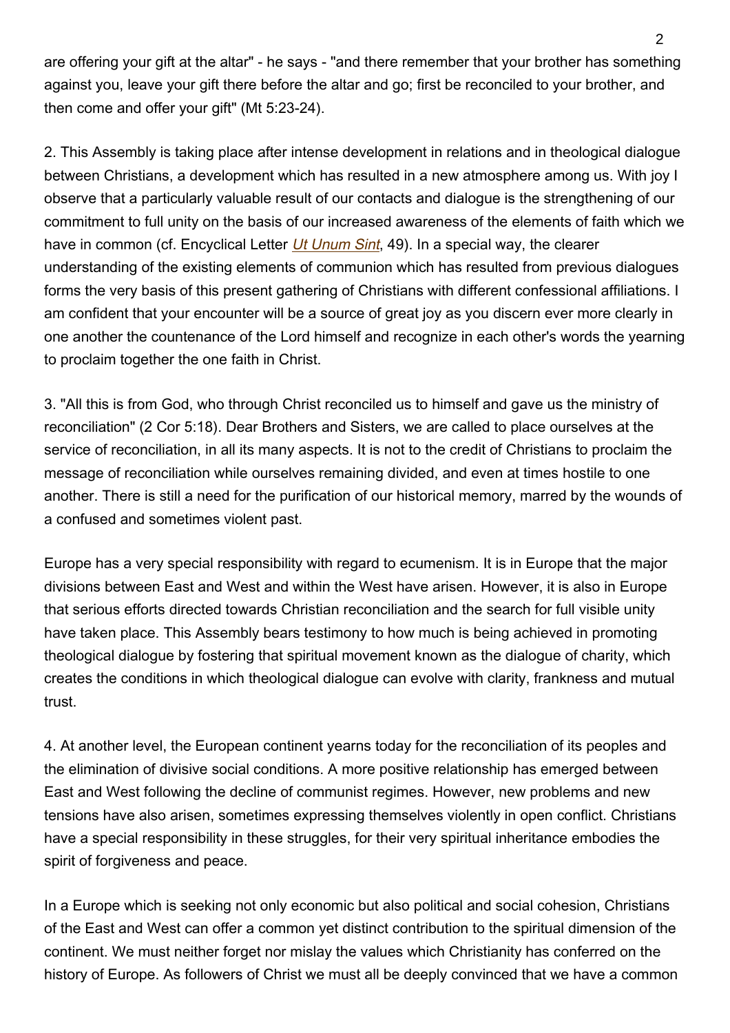are offering your gift at the altar" - he says - "and there remember that your brother has something against you, leave your gift there before the altar and go; first be reconciled to your brother, and then come and offer your gift" (Mt 5:23-24).

2. This Assembly is taking place after intense development in relations and in theological dialogue between Christians, a development which has resulted in a new atmosphere among us. With joy I observe that a particularly valuable result of our contacts and dialogue is the strengthening of our commitment to full unity on the basis of our increased awareness of the elements of faith which we have in common (cf. Encyclical Letter *Ut Unum Sint*, 49). In a special way, the clearer understanding of the existing elements of communion which has resulted from previous dialogues forms the very basis of this present gathering of Christians with different confessional affiliations. I am confident that your encounter will be a source of great joy as you discern ever more clearly in one another the countenance of the Lord himself and recognize in each other's words the yearning to proclaim together the one faith in Christ.

3. "All this is from God, who through Christ reconciled us to himself and gave us the ministry of reconciliation" (2 Cor 5:18). Dear Brothers and Sisters, we are called to place ourselves at the service of reconciliation, in all its many aspects. It is not to the credit of Christians to proclaim the message of reconciliation while ourselves remaining divided, and even at times hostile to one another. There is still a need for the purification of our historical memory, marred by the wounds of a confused and sometimes violent past.

Europe has a very special responsibility with regard to ecumenism. It is in Europe that the major divisions between East and West and within the West have arisen. However, it is also in Europe that serious efforts directed towards Christian reconciliation and the search for full visible unity have taken place. This Assembly bears testimony to how much is being achieved in promoting theological dialogue by fostering that spiritual movement known as the dialogue of charity, which creates the conditions in which theological dialogue can evolve with clarity, frankness and mutual trust.

4. At another level, the European continent yearns today for the reconciliation of its peoples and the elimination of divisive social conditions. A more positive relationship has emerged between East and West following the decline of communist regimes. However, new problems and new tensions have also arisen, sometimes expressing themselves violently in open conflict. Christians have a special responsibility in these struggles, for their very spiritual inheritance embodies the spirit of forgiveness and peace.

In a Europe which is seeking not only economic but also political and social cohesion, Christians of the East and West can offer a common yet distinct contribution to the spiritual dimension of the continent. We must neither forget nor mislay the values which Christianity has conferred on the history of Europe. As followers of Christ we must all be deeply convinced that we have a common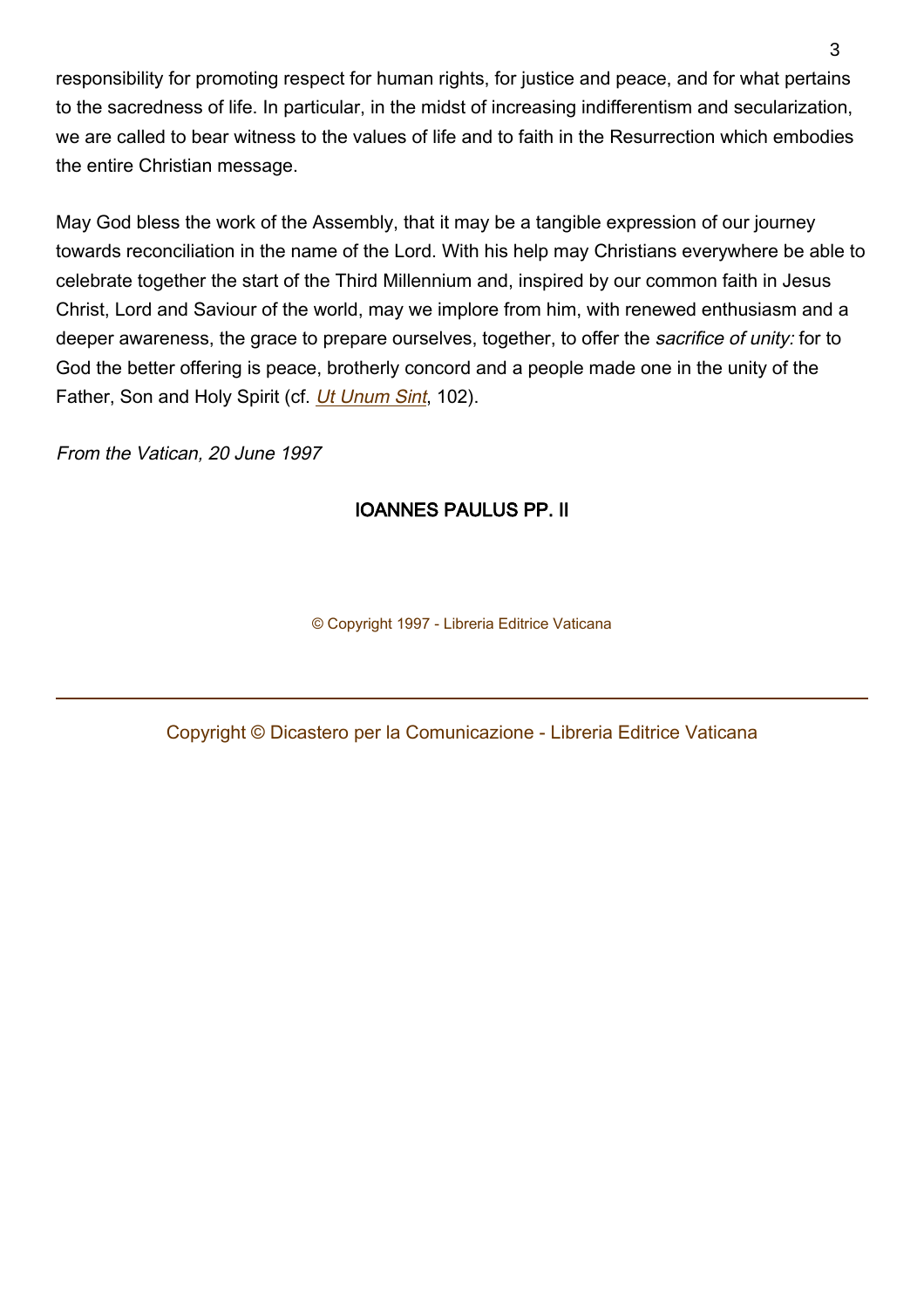responsibility for promoting respect for human rights, for justice and peace, and for what pertains to the sacredness of life. In particular, in the midst of increasing indifferentism and secularization, we are called to bear witness to the values of life and to faith in the Resurrection which embodies the entire Christian message.

May God bless the work of the Assembly, that it may be a tangible expression of our journey towards reconciliation in the name of the Lord. With his help may Christians everywhere be able to celebrate together the start of the Third Millennium and, inspired by our common faith in Jesus Christ, Lord and Saviour of the world, may we implore from him, with renewed enthusiasm and a deeper awareness, the grace to prepare ourselves, together, to offer the *sacrifice of unity:* for to God the better offering is peace, brotherly concord and a people made one in the unity of the Father, Son and Holy Spirit (cf. *Ut Unum Sint*, 102).

*From the Vatican, 20 June 1997*

**IOANNES PAULUS PP. II**

© Copyright 1997 - Libreria Editrice Vaticana

---

Copyright © Dicastero per la Comunicazione - Libreria Editrice Vaticana